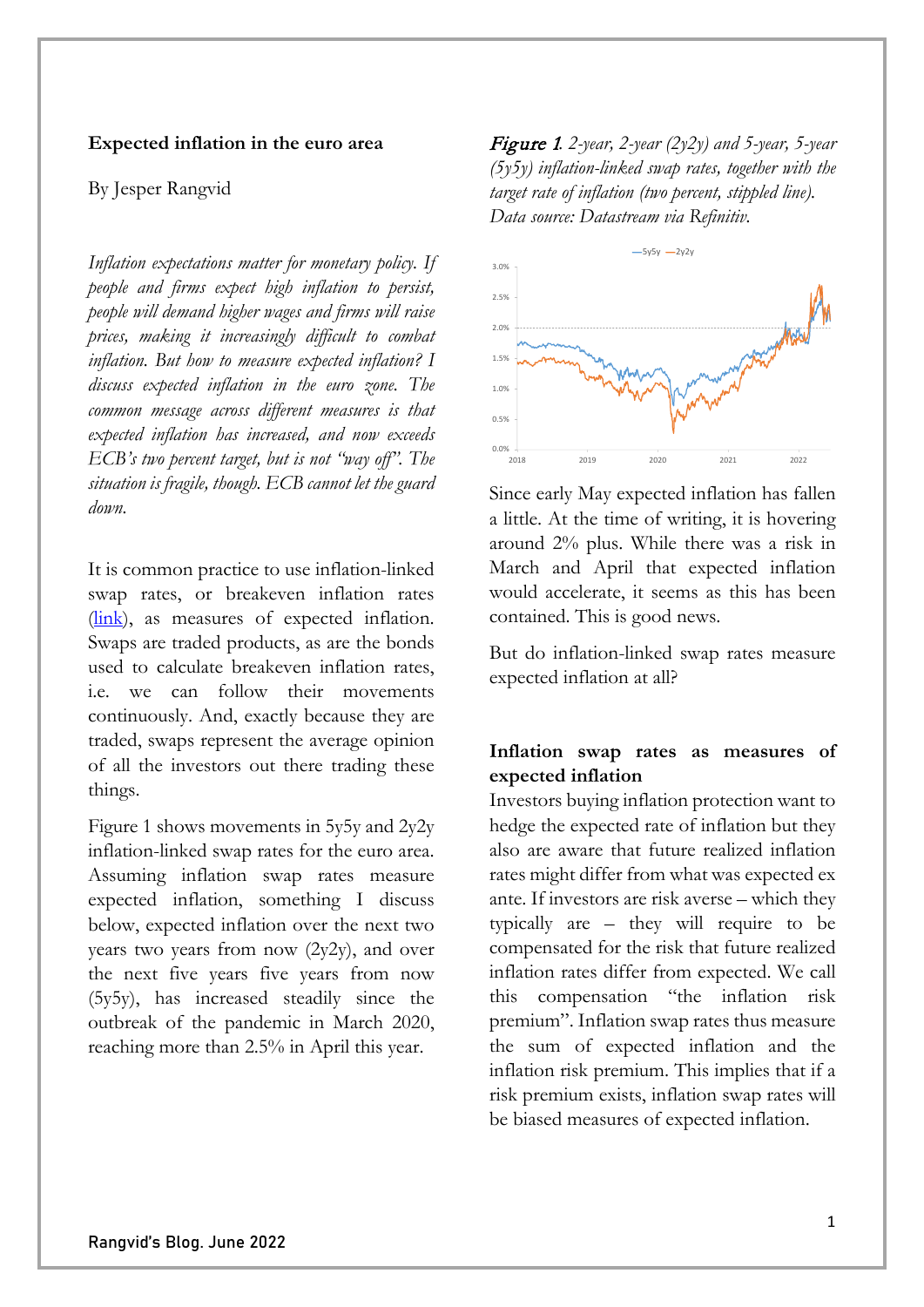**Expected inflation in the euro area**

By Jesper Rangvid

*Inflation expectations matter for monetary policy. If people and firms expect high inflation to persist, people will demand higher wages and firms will raise prices, making it increasingly difficult to combat inflation. But how to measure expected inflation? I discuss expected inflation in the euro zone. The common message across different measures is that expected inflation has increased, and now exceeds ECB's two percent target, but is not "way off". The situation is fragile, though. ECB cannot let the guard down.*

It is common practice to use inflation-linked swap rates, or breakeven inflation rates (link), as measures of expected inflation. Swaps are traded products, as are the bonds used to calculate breakeven inflation rates, i.e. we can follow their movements continuously. And, exactly because they are traded, swaps represent the average opinion of all the investors out there trading these things.

Figure 1 shows movements in 5y5y and 2y2y inflation-linked swap rates for the euro area. Assuming inflation swap rates measure expected inflation, something I discuss below, expected inflation over the next two years two years from now (2y2y), and over the next five years five years from now (5y5y), has increased steadily since the outbreak of the pandemic in March 2020, reaching more than 2.5% in April this year.

*Figure 1. 2-year, 2-year (2y2y) and 5-year, 5-year (5y5y) inflation-linked swap rates, together with the target rate of inflation (two percent, stippled line). Data source: Datastream via Refinitiv.*

Since early May expected inflation has fallen a little. At the time of writing, it is hovering around 2% plus. While there was a risk in March and April that expected inflation would accelerate, it seems as this has been contained. This is good news.

But do inflation-linked swap rates measure expected inflation at all?

**Inflation swap rates as measures of expected inflation**

Investors buying inflation protection want to hedge the expected rate of inflation but they also are aware that future realized inflation rates might differ from what was expected ex ante. If investors are risk averse – which they typically are – they will require to be compensated for the risk that future realized inflation rates differ from expected. We call this compensation "the inflation risk premium". Inflation swap rates thus measure the sum of expected inflation and the inflation risk premium. This implies that if a risk premium exists, inflation swap rates will be biased measures of expected inflation.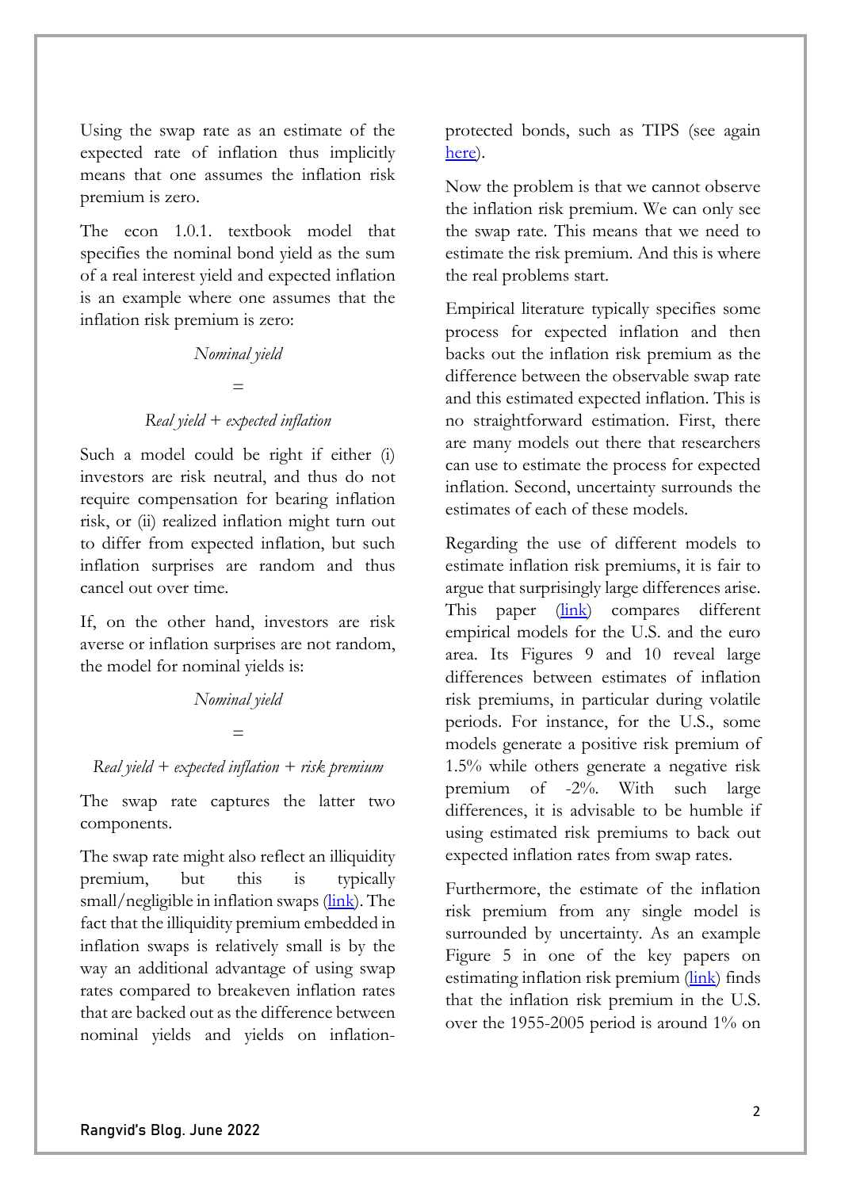Using the swap rate as an estimate of the expected rate of inflation thus implicitly means that one assumes the inflation risk premium is zero.

The econ 1.0.1. textbook model that specifies the nominal bond yield as the sum of a real interest yield and expected inflation is an example where one assumes that the inflation risk premium is zero:

*Nominal yield*

=

*Real yield + expected inflation*

Such a model could be right if either (i) investors are risk neutral, and thus do not require compensation for bearing inflation risk, or (ii) realized inflation might turn out to differ from expected inflation, but such inflation surprises are random and thus cancel out over time.

If, on the other hand, investors are risk averse or inflation surprises are not random, the model for nominal yields is:

*Nominal yield*

=

*Real yield + expected inflation + risk premium*

The swap rate captures the latter two components.

The swap rate might also reflect an illiquidity premium, but this is typically small/negligible in inflation swaps (link). The fact that the illiquidity premium embedded in inflation swaps is relatively small is by the way an additional advantage of using swap rates compared to breakeven inflation rates that are backed out as the difference between nominal yields and yields on inflation-protected bonds, such as TIPS (see again here).

Now the problem is that we cannot observe the inflation risk premium. We can only see the swap rate. This means that we need to estimate the risk premium. And this is where the real problems start.

Empirical literature typically specifies some process for expected inflation and then backs out the inflation risk premium as the difference between the observable swap rate and this estimated expected inflation. This is no straightforward estimation. First, there are many models out there that researchers can use to estimate the process for expected inflation. Second, uncertainty surrounds the estimates of each of these models.

Regarding the use of different models to estimate inflation risk premiums, it is fair to argue that surprisingly large differences arise. This paper (link) compares different empirical models for the U.S. and the euro area. Its Figures 9 and 10 reveal large differences between estimates of inflation risk premiums, in particular during volatile periods. For instance, for the U.S., some models generate a positive risk premium of 1.5% while others generate a negative risk premium of -2%. With such large differences, it is advisable to be humble if using estimated risk premiums to back out expected inflation rates from swap rates.

Furthermore, the estimate of the inflation risk premium from any single model is surrounded by uncertainty. As an example Figure 5 in one of the key papers on estimating inflation risk premium (link) finds that the inflation risk premium in the U.S. over the 1955-2005 period is around 1% on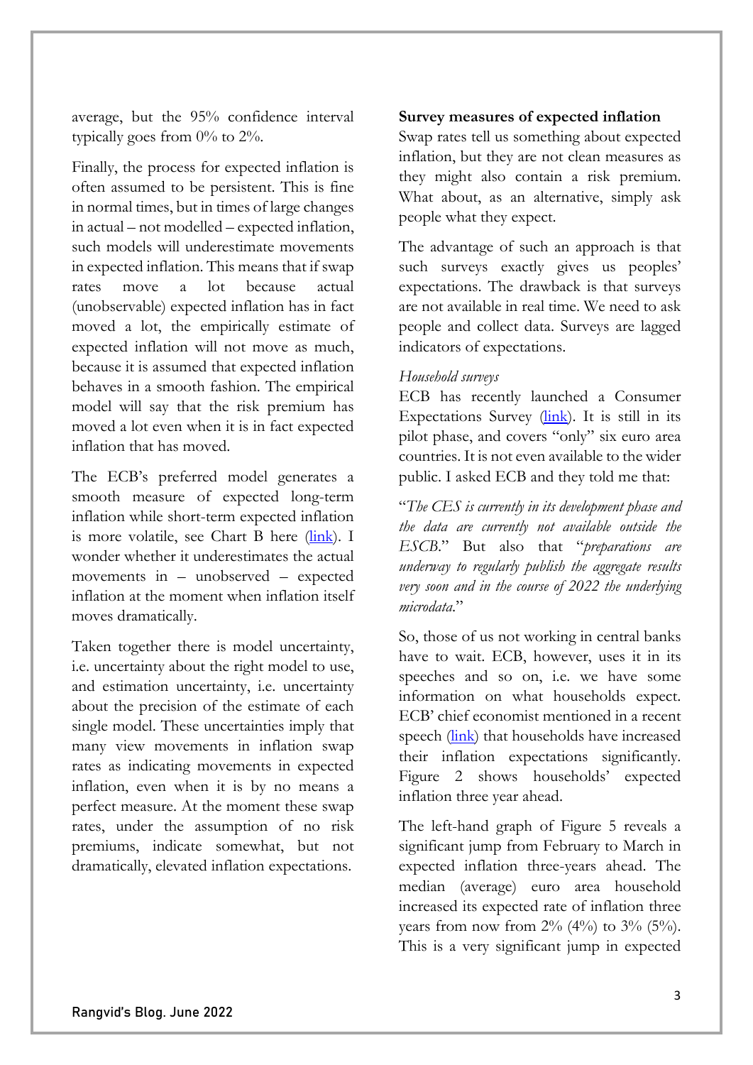average, but the 95% confidence interval typically goes from 0% to 2%.

Finally, the process for expected inflation is often assumed to be persistent. This is fine in normal times, but in times of large changes in actual – not modelled – expected inflation, such models will underestimate movements in expected inflation. This means that if swap rates move a lot because actual (unobservable) expected inflation has in fact moved a lot, the empirically estimate of expected inflation will not move as much, because it is assumed that expected inflation behaves in a smooth fashion. The empirical model will say that the risk premium has moved a lot even when it is in fact expected inflation that has moved.

The ECB's preferred model generates a smooth measure of expected long-term inflation while short-term expected inflation is more volatile, see Chart B here ([link](link)). I wonder whether it underestimates the actual movements in – unobserved – expected inflation at the moment when inflation itself moves dramatically.

Taken together there is model uncertainty, i.e. uncertainty about the right model to use, and estimation uncertainty, i.e. uncertainty about the precision of the estimate of each single model. These uncertainties imply that many view movements in inflation swap rates as indicating movements in expected inflation, even when it is by no means a perfect measure. At the moment these swap rates, under the assumption of no risk premiums, indicate somewhat, but not dramatically, elevated inflation expectations.

**Survey measures of expected inflation**

Swap rates tell us something about expected inflation, but they are not clean measures as they might also contain a risk premium. What about, as an alternative, simply ask people what they expect.

The advantage of such an approach is that such surveys exactly gives us peoples' expectations. The drawback is that surveys are not available in real time. We need to ask people and collect data. Surveys are lagged indicators of expectations.

*Household surveys*

ECB has recently launched a Consumer Expectations Survey ([link](link)). It is still in its pilot phase, and covers "only" six euro area countries. It is not even available to the wider public. I asked ECB and they told me that:

"*The CES is currently in its development phase and the data are currently not available outside the ESCB.*" But also that "*preparations are underway to regularly publish the aggregate results very soon and in the course of 2022 the underlying microdata.*"

So, those of us not working in central banks have to wait. ECB, however, uses it in its speeches and so on, i.e. we have some information on what households expect. ECB' chief economist mentioned in a recent speech ([link](link)) that households have increased their inflation expectations significantly. Figure 2 shows households' expected inflation three year ahead.

The left-hand graph of Figure 5 reveals a significant jump from February to March in expected inflation three-years ahead. The median (average) euro area household increased its expected rate of inflation three years from now from 2% (4%) to 3% (5%). This is a very significant jump in expected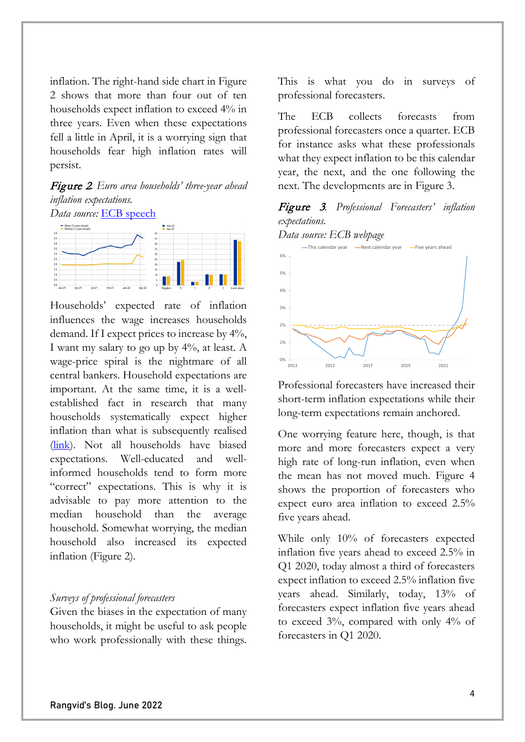inflation. The right-hand side chart in Figure 2 shows that more than four out of ten households expect inflation to exceed 4% in three years. Even when these expectations fell a little in April, it is a worrying sign that households fear high inflation rates will persist.

***Figure 2****. Euro area households' three-year ahead inflation expectations.*
*Data source:* [ECB speech]

Households' expected rate of inflation influences the wage increases households demand. If I expect prices to increase by 4%, I want my salary to go up by 4%, at least. A wage-price spiral is the nightmare of all central bankers. Household expectations are important. At the same time, it is a well-established fact in research that many households systematically expect higher inflation than what is subsequently realised ([link]). Not all households have biased expectations. Well-educated and well-informed households tend to form more "correct" expectations. This is why it is advisable to pay more attention to the median household than the average household. Somewhat worrying, the median household also increased its expected inflation (Figure 2).

*Surveys of professional forecasters*

Given the biases in the expectation of many households, it might be useful to ask people who work professionally with these things. This is what you do in surveys of professional forecasters.

The ECB collects forecasts from professional forecasters once a quarter. ECB for instance asks what these professionals what they expect inflation to be this calendar year, the next, and the one following the next. The developments are in Figure 3.

***Figure 3****. Professional Forecasters' inflation expectations.*
*Data source: ECB webpage*

Professional forecasters have increased their short-term inflation expectations while their long-term expectations remain anchored.

One worrying feature here, though, is that more and more forecasters expect a very high rate of long-run inflation, even when the mean has not moved much. Figure 4 shows the proportion of forecasters who expect euro area inflation to exceed 2.5% five years ahead.

While only 10% of forecasters expected inflation five years ahead to exceed 2.5% in Q1 2020, today almost a third of forecasters expect inflation to exceed 2.5% inflation five years ahead. Similarly, today, 13% of forecasters expect inflation five years ahead to exceed 3%, compared with only 4% of forecasters in Q1 2020.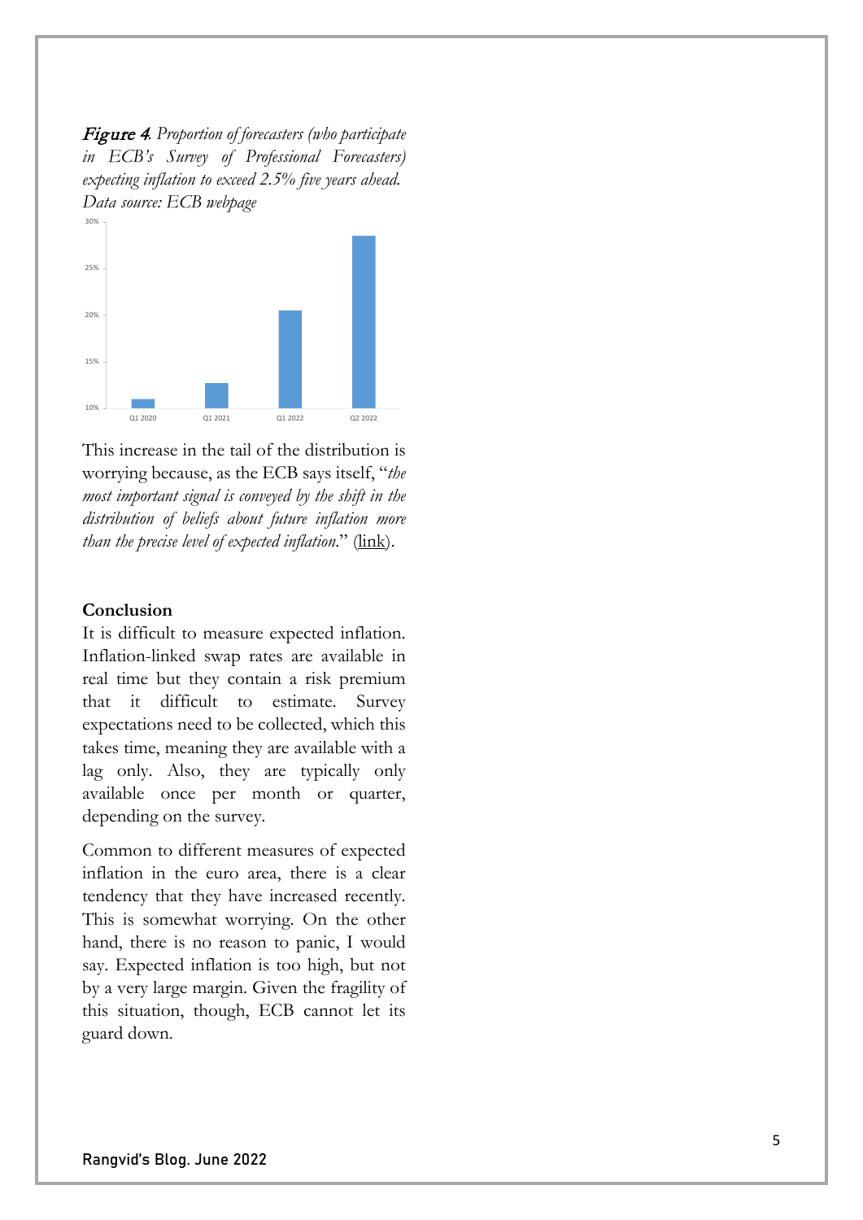***Figure 4**. Proportion of forecasters (who participate in ECB's Survey of Professional Forecasters) expecting inflation to exceed 2.5% five years ahead. Data source: ECB webpage*

30%
25%
20%
15%
10%
Q1 2020
Q1 2021
Q1 2022
Q2 2022

This increase in the tail of the distribution is worrying because, as the ECB says itself, "*the most important signal is conveyed by the shift in the distribution of beliefs about future inflation more than the precise level of expected inflation*." (link).

**Conclusion**

It is difficult to measure expected inflation. Inflation-linked swap rates are available in real time but they contain a risk premium that it difficult to estimate. Survey expectations need to be collected, which this takes time, meaning they are available with a lag only. Also, they are typically only available once per month or quarter, depending on the survey.

Common to different measures of expected inflation in the euro area, there is a clear tendency that they have increased recently. This is somewhat worrying. On the other hand, there is no reason to panic, I would say. Expected inflation is too high, but not by a very large margin. Given the fragility of this situation, though, ECB cannot let its guard down.